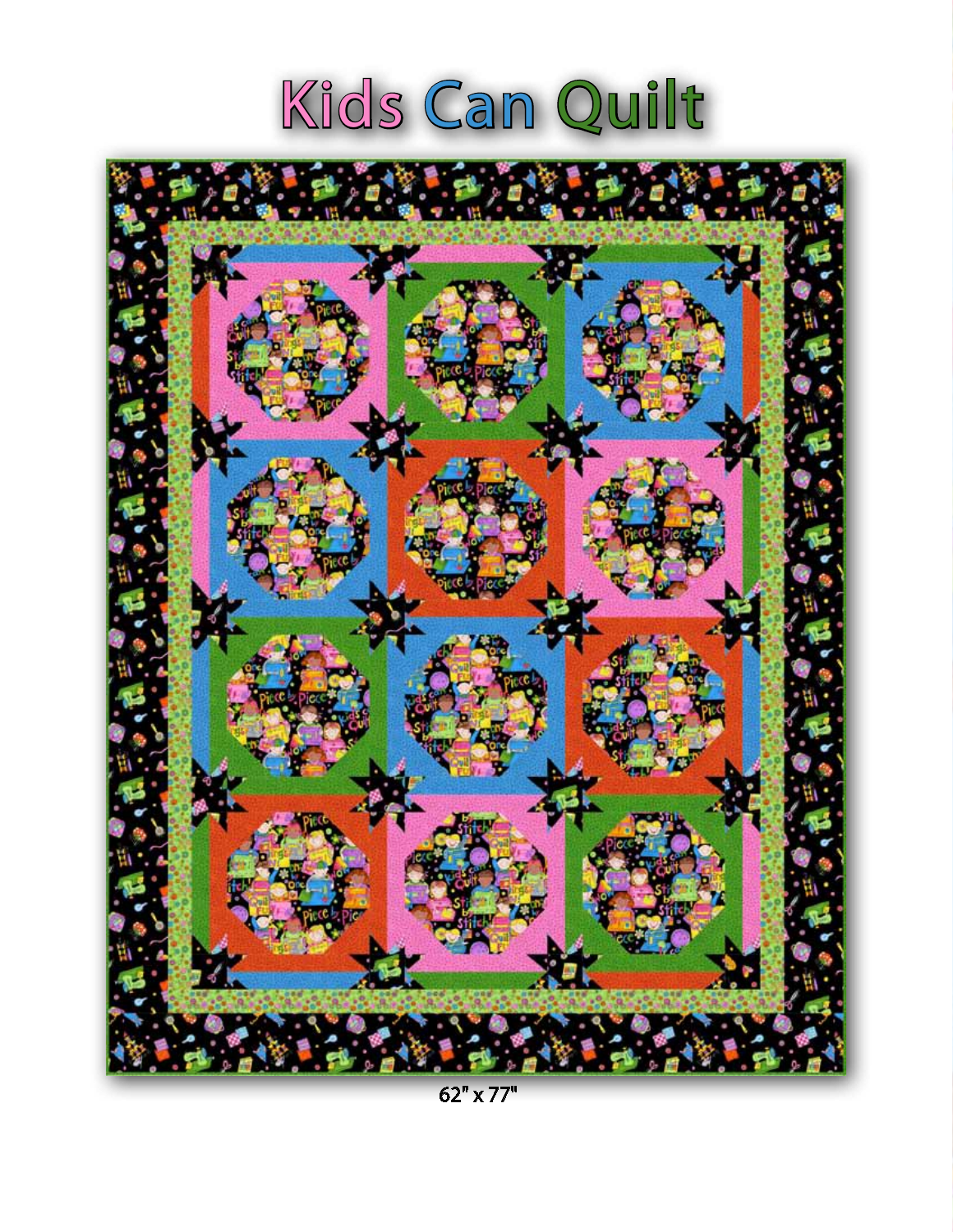# Kids Can Quilt

62" x 77"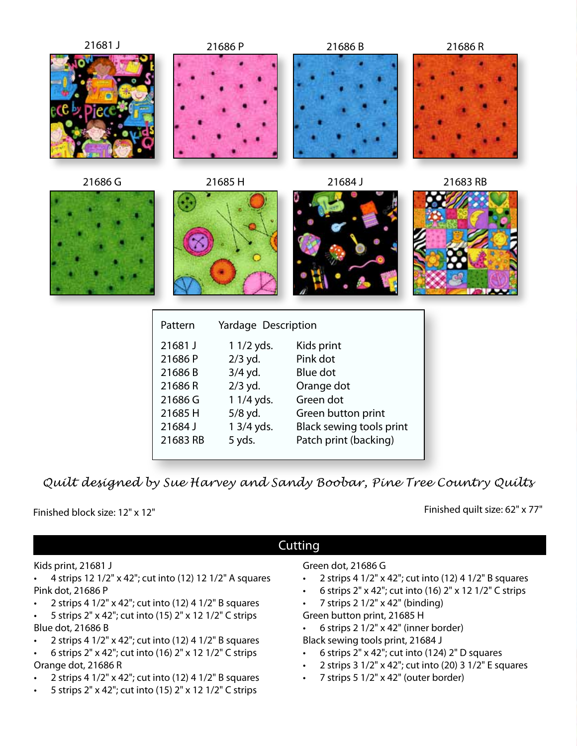21681 J

21686 P

21686 B

21686 R

21686 G

21685 H

21684 J

21683 RB

| Pattern | Yardage | Description |
|---|---|---|
| 21681 J | 1 1/2 yds. | Kids print |
| 21686 P | 2/3 yd. | Pink dot |
| 21686 B | 3/4 yd. | Blue dot |
| 21686 R | 2/3 yd. | Orange dot |
| 21686 G | 1 1/4 yds. | Green dot |
| 21685 H | 5/8 yd. | Green button print |
| 21684 J | 1 3/4 yds. | Black sewing tools print |
| 21683 RB | 5 yds. | Patch print (backing) |

*Quilt designed by Sue Harvey and Sandy Boobar, Pine Tree Country Quilts*

Finished block size: 12" x 12"

Finished quilt size: 62" x 77"

## Cutting

Kids print, 21681 J
- 4 strips 12 1/2" x 42"; cut into (12) 12 1/2" A squares

Pink dot, 21686 P
- 2 strips 4 1/2" x 42"; cut into (12) 4 1/2" B squares
- 5 strips 2" x 42"; cut into (15) 2" x 12 1/2" C strips

Blue dot, 21686 B
- 2 strips 4 1/2" x 42"; cut into (12) 4 1/2" B squares
- 6 strips 2" x 42"; cut into (16) 2" x 12 1/2" C strips

Orange dot, 21686 R
- 2 strips 4 1/2" x 42"; cut into (12) 4 1/2" B squares
- 5 strips 2" x 42"; cut into (15) 2" x 12 1/2" C strips

Green dot, 21686 G
- 2 strips 4 1/2" x 42"; cut into (12) 4 1/2" B squares
- 6 strips 2" x 42"; cut into (16) 2" x 12 1/2" C strips
- 7 strips 2 1/2" x 42" (binding)

Green button print, 21685 H
- 6 strips 2 1/2" x 42" (inner border)

Black sewing tools print, 21684 J
- 6 strips 2" x 42"; cut into (124) 2" D squares
- 2 strips 3 1/2" x 42"; cut into (20) 3 1/2" E squares
- 7 strips 5 1/2" x 42" (outer border)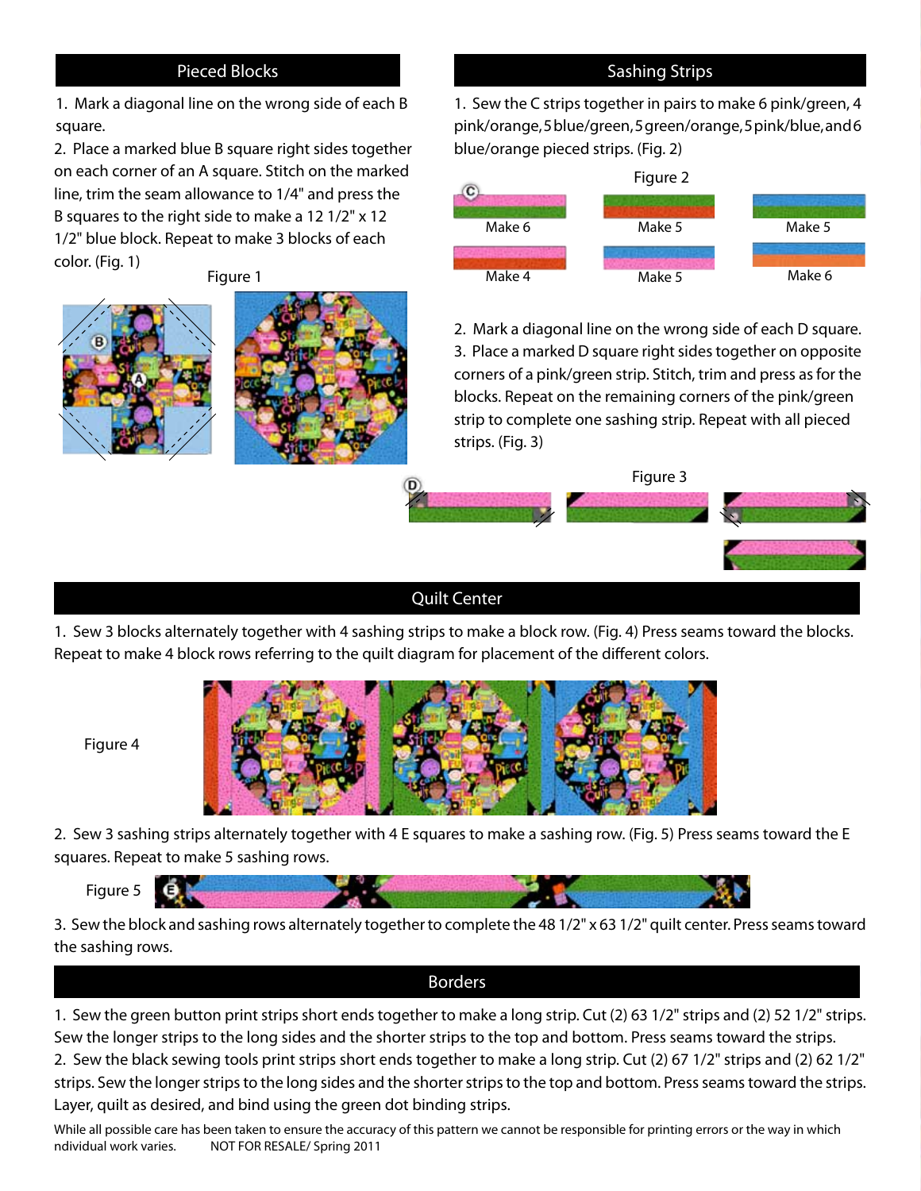## Pieced Blocks

1. Mark a diagonal line on the wrong side of each B square.
2. Place a marked blue B square right sides together on each corner of an A square. Stitch on the marked line, trim the seam allowance to 1/4" and press the B squares to the right side to make a 12 1/2" x 12 1/2" blue block. Repeat to make 3 blocks of each color. (Fig. 1)

Figure 1

B

A

## Sashing Strips

1. Sew the C strips together in pairs to make 6 pink/green, 4 pink/orange, 5 blue/green, 5 green/orange, 5 pink/blue, and 6 blue/orange pieced strips. (Fig. 2)

Figure 2

C

Make 6

Make 5

Make 5

Make 4

Make 5

Make 6

2. Mark a diagonal line on the wrong side of each D square.
3. Place a marked D square right sides together on opposite corners of a pink/green strip. Stitch, trim and press as for the blocks. Repeat on the remaining corners of the pink/green strip to complete one sashing strip. Repeat with all pieced strips. (Fig. 3)

Figure 3

D

## Quilt Center

1. Sew 3 blocks alternately together with 4 sashing strips to make a block row. (Fig. 4) Press seams toward the blocks. Repeat to make 4 block rows referring to the quilt diagram for placement of the different colors.

Figure 4

2. Sew 3 sashing strips alternately together with 4 E squares to make a sashing row. (Fig. 5) Press seams toward the E squares. Repeat to make 5 sashing rows.

Figure 5

E

3. Sew the block and sashing rows alternately together to complete the 48 1/2" x 63 1/2" quilt center. Press seams toward the sashing rows.

## Borders

1. Sew the green button print strips short ends together to make a long strip. Cut (2) 63 1/2" strips and (2) 52 1/2" strips. Sew the longer strips to the long sides and the shorter strips to the top and bottom. Press seams toward the strips.
2. Sew the black sewing tools print strips short ends together to make a long strip. Cut (2) 67 1/2" strips and (2) 62 1/2" strips. Sew the longer strips to the long sides and the shorter strips to the top and bottom. Press seams toward the strips. Layer, quilt as desired, and bind using the green dot binding strips.

While all possible care has been taken to ensure the accuracy of this pattern we cannot be responsible for printing errors or the way in which ndividual work varies. NOT FOR RESALE/ Spring 2011